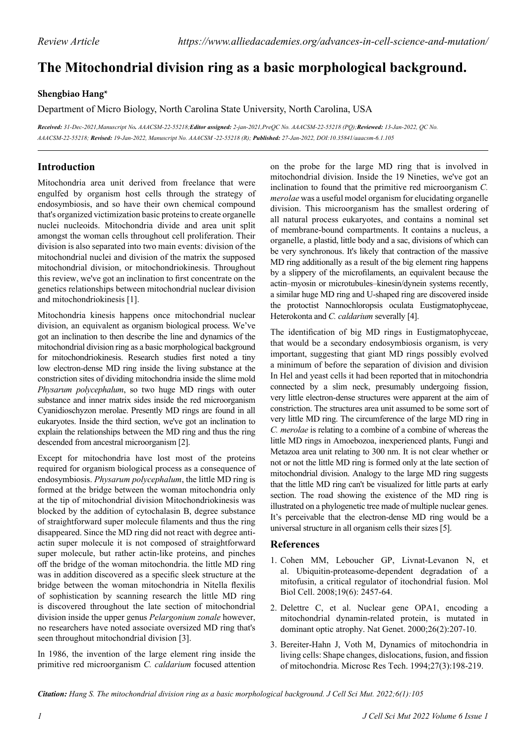Review Article https://www.alliedacademies.org/advances-in-cell-science-and-mutation/

# The Mitochondrial division ring as a basic morphological background.

**Shengbiao Hang***

Department of Micro Biology, North Carolina State University, North Carolina, USA

***Received:** 31-Dec-2021,Manuscript No. AAACSM-22-55218;**Editor assigned:** 2-jan-2021,PreQC No. AAACSM-22-55218 (PQ);**Reviewed:** 13-Jan-2022, QC No. AAACSM-22-55218; **Revised:** 19-Jan-2022, Manuscript No. AAACSM -22-55218 (R); **Published:** 27-Jan-2022, DOI:10.35841/aaacsm-6.1.105*

## Introduction

Mitochondria area unit derived from freelance that were engulfed by organism host cells through the strategy of endosymbiosis, and so have their own chemical compound that's organized victimization basic proteins to create organelle nuclei nucleoids. Mitochondria divide and area unit split amongst the woman cells throughout cell proliferation. Their division is also separated into two main events: division of the mitochondrial nuclei and division of the matrix the supposed mitochondrial division, or mitochondriokinesis. Throughout this review, we've got an inclination to first concentrate on the genetics relationships between mitochondrial nuclear division and mitochondriokinesis [1].

Mitochondria kinesis happens once mitochondrial nuclear division, an equivalent as organism biological process. We've got an inclination to then describe the line and dynamics of the mitochondrial division ring as a basic morphological background for mitochondriokinesis. Research studies first noted a tiny low electron-dense MD ring inside the living substance at the constriction sites of dividing mitochondria inside the slime mold *Physarum polycephalum*, so two huge MD rings with outer substance and inner matrix sides inside the red microorganism Cyanidioschyzon merolae. Presently MD rings are found in all eukaryotes. Inside the third section, we've got an inclination to explain the relationships between the MD ring and thus the ring descended from ancestral microorganism [2].

Except for mitochondria have lost most of the proteins required for organism biological process as a consequence of endosymbiosis. *Physarum polycephalum*, the little MD ring is formed at the bridge between the woman mitochondria only at the tip of mitochondrial division Mitochondriokinesis was blocked by the addition of cytochalasin B, degree substance of straightforward super molecule filaments and thus the ring disappeared. Since the MD ring did not react with degree anti-actin super molecule it is not composed of straightforward super molecule, but rather actin-like proteins, and pinches off the bridge of the woman mitochondria. the little MD ring was in addition discovered as a specific sleek structure at the bridge between the woman mitochondria in Nitella flexilis of sophistication by scanning research the little MD ring is discovered throughout the late section of mitochondrial division inside the upper genus *Pelargonium zonale* however, no researchers have noted associate oversized MD ring that's seen throughout mitochondrial division [3].

In 1986, the invention of the large element ring inside the primitive red microorganism *C. caldarium* focused attention on the probe for the large MD ring that is involved in mitochondrial division. Inside the 19 Nineties, we've got an inclination to found that the primitive red microorganism *C. merolae* was a useful model organism for elucidating organelle division. This microorganism has the smallest ordering of all natural process eukaryotes, and contains a nominal set of membrane-bound compartments. It contains a nucleus, a organelle, a plastid, little body and a sac, divisions of which can be very synchronous. It's likely that contraction of the massive MD ring additionally as a result of the big element ring happens by a slippery of the microfilaments, an equivalent because the actin–myosin or microtubules–kinesin/dynein systems recently, a similar huge MD ring and U-shaped ring are discovered inside the protoctist Nannochloropsis oculata Eustigmatophyceae, Heterokonta and *C. caldarium* severally [4].

The identification of big MD rings in Eustigmatophyceae, that would be a secondary endosymbiosis organism, is very important, suggesting that giant MD rings possibly evolved a minimum of before the separation of division and division In Hel and yeast cells it had been reported that in mitochondria connected by a slim neck, presumably undergoing fission, very little electron-dense structures were apparent at the aim of constriction. The structures area unit assumed to be some sort of very little MD ring. The circumference of the large MD ring in *C. merolae* is relating to a combine of a combine of whereas the little MD rings in Amoebozoa, inexperienced plants, Fungi and Metazoa area unit relating to 300 nm. It is not clear whether or not or not the little MD ring is formed only at the late section of mitochondrial division. Analogy to the large MD ring suggests that the little MD ring can't be visualized for little parts at early section. The road showing the existence of the MD ring is illustrated on a phylogenetic tree made of multiple nuclear genes. It's perceivable that the electron-dense MD ring would be a universal structure in all organism cells their sizes [5].

## References

1. Cohen MM, Leboucher GP, Livnat-Levanon N, et al. Ubiquitin-proteasome-dependent degradation of a mitofusin, a critical regulator of itochondrial fusion. Mol Biol Cell. 2008;19(6): 2457-64.
2. Delettre C, et al. Nuclear gene OPA1, encoding a mitochondrial dynamin-related protein, is mutated in dominant optic atrophy. Nat Genet. 2000;26(2):207-10.
3. Bereiter-Hahn J, Voth M, Dynamics of mitochondria in living cells: Shape changes, dislocations, fusion, and fission of mitochondria. Microsc Res Tech. 1994;27(3):198-219.

***Citation:** Hang S. The mitochondrial division ring as a basic morphological background. J Cell Sci Mut. 2022;6(1):105*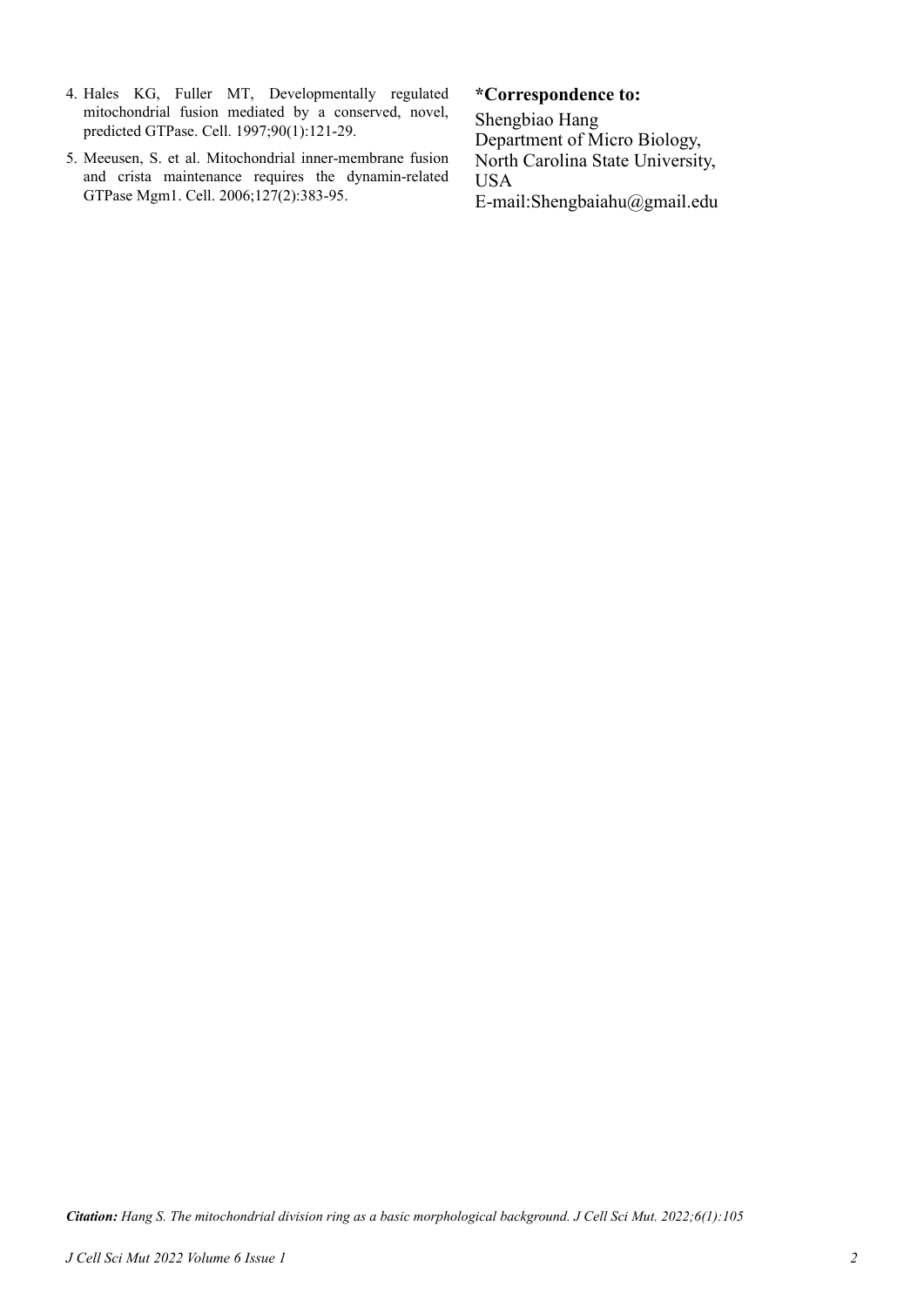4. Hales KG, Fuller MT, Developmentally regulated mitochondrial fusion mediated by a conserved, novel, predicted GTPase. Cell. 1997;90(1):121-29.
5. Meeusen, S. et al. Mitochondrial inner-membrane fusion and crista maintenance requires the dynamin-related GTPase Mgm1. Cell. 2006;127(2):383-95.

**\*Correspondence to:**

Shengbiao Hang
Department of Micro Biology,
North Carolina State University,
USA
E-mail:Shengbaiahu@gmail.edu

***Citation:*** *Hang S. The mitochondrial division ring as a basic morphological background. J Cell Sci Mut. 2022;6(1):105*